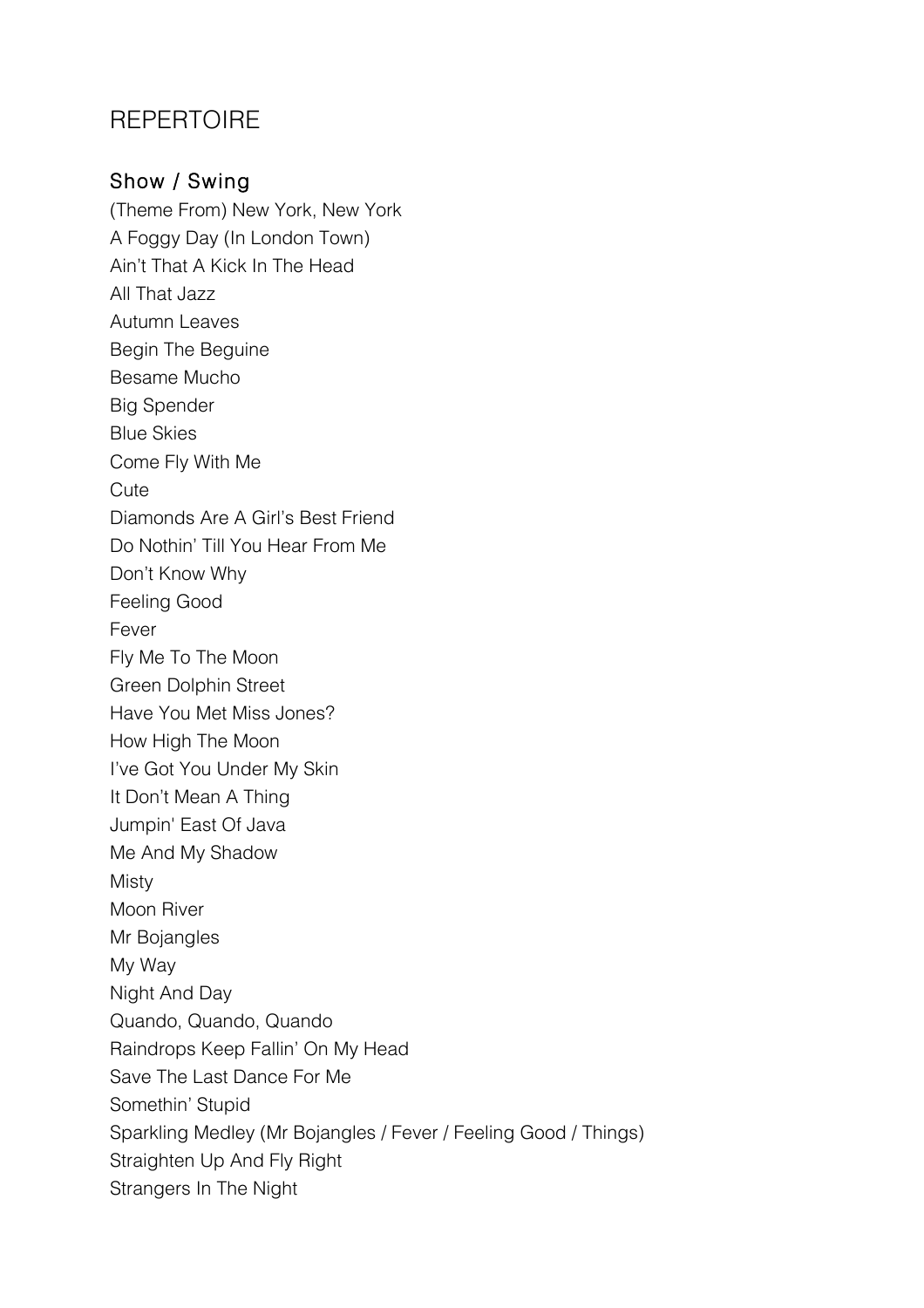# REPERTOIRE

## Show / Swing

(Theme From) New York, New York
A Foggy Day (In London Town)
Ain't That A Kick In The Head
All That Jazz
Autumn Leaves
Begin The Beguine
Besame Mucho
Big Spender
Blue Skies
Come Fly With Me
Cute
Diamonds Are A Girl's Best Friend
Do Nothin' Till You Hear From Me
Don't Know Why
Feeling Good
Fever
Fly Me To The Moon
Green Dolphin Street
Have You Met Miss Jones?
How High The Moon
I've Got You Under My Skin
It Don't Mean A Thing
Jumpin' East Of Java
Me And My Shadow
Misty
Moon River
Mr Bojangles
My Way
Night And Day
Quando, Quando, Quando
Raindrops Keep Fallin' On My Head
Save The Last Dance For Me
Somethin' Stupid
Sparkling Medley (Mr Bojangles / Fever / Feeling Good / Things)
Straighten Up And Fly Right
Strangers In The Night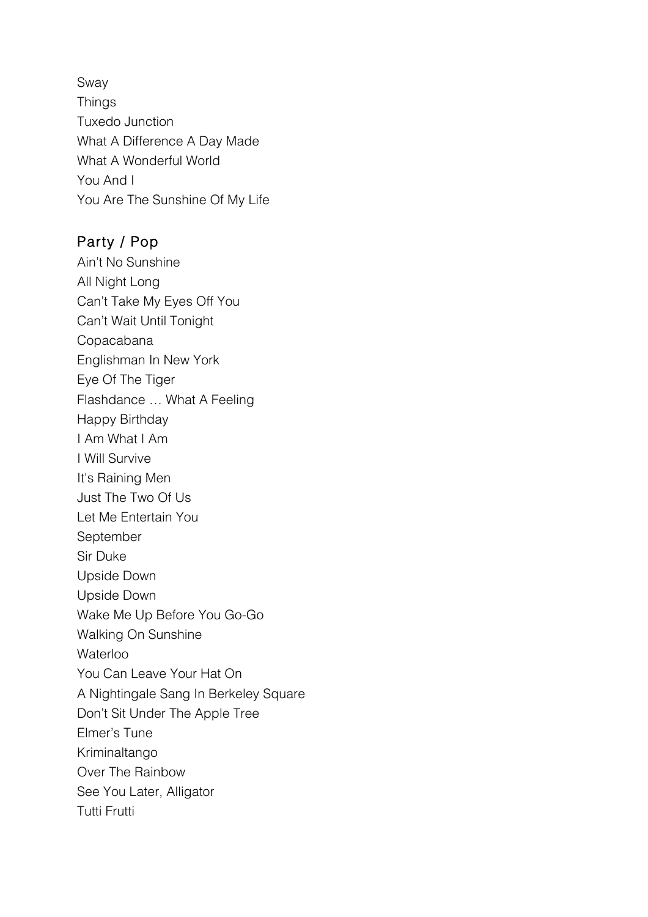Sway
Things
Tuxedo Junction
What A Difference A Day Made
What A Wonderful World
You And I
You Are The Sunshine Of My Life

## Party / Pop

Ain't No Sunshine
All Night Long
Can't Take My Eyes Off You
Can't Wait Until Tonight
Copacabana
Englishman In New York
Eye Of The Tiger
Flashdance … What A Feeling
Happy Birthday
I Am What I Am
I Will Survive
It's Raining Men
Just The Two Of Us
Let Me Entertain You
September
Sir Duke
Upside Down
Upside Down
Wake Me Up Before You Go-Go
Walking On Sunshine
Waterloo
You Can Leave Your Hat On
A Nightingale Sang In Berkeley Square
Don't Sit Under The Apple Tree
Elmer's Tune
Kriminaltango
Over The Rainbow
See You Later, Alligator
Tutti Frutti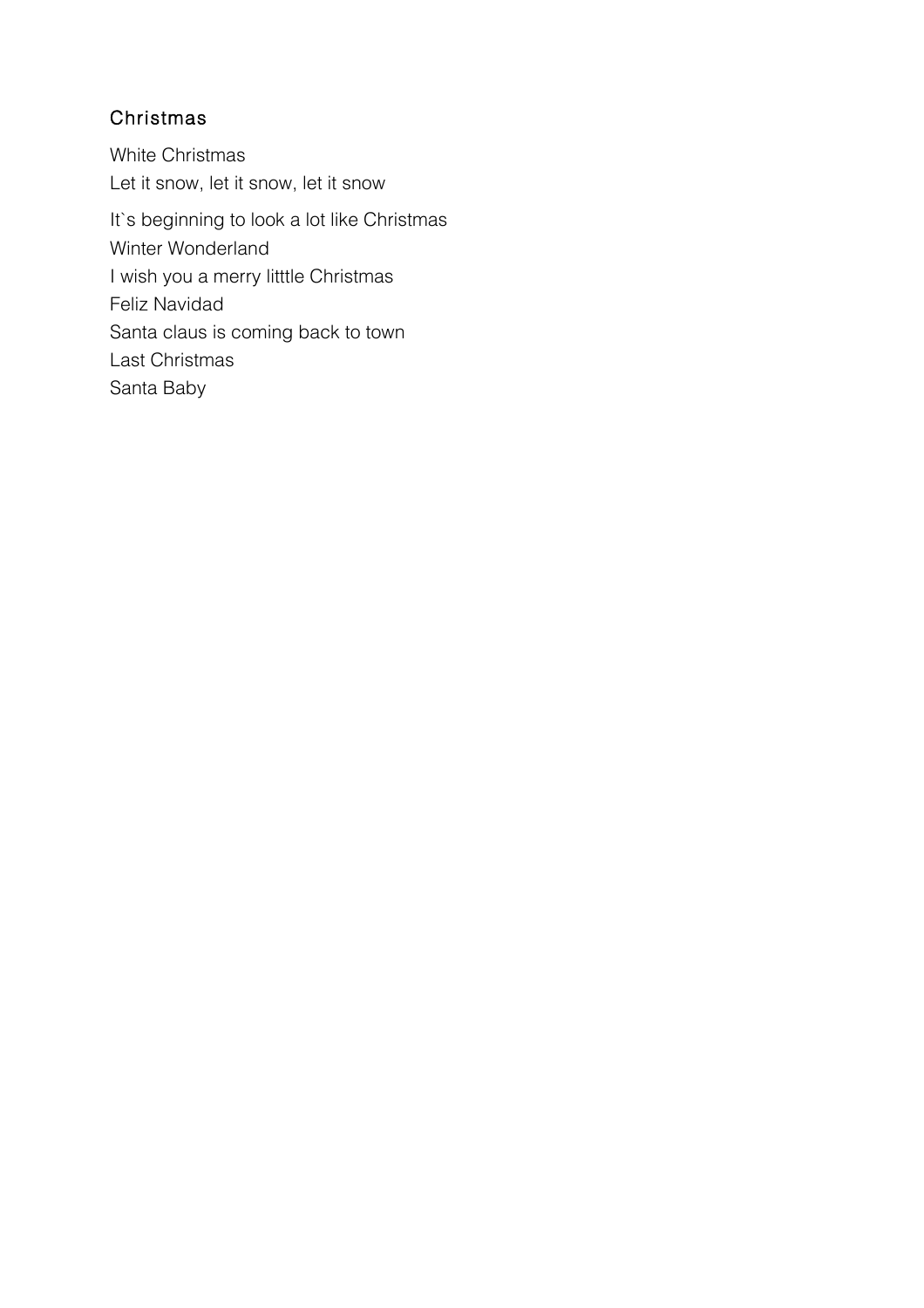## Christmas

White Christmas
Let it snow, let it snow, let it snow

It`s beginning to look a lot like Christmas
Winter Wonderland
I wish you a merry litttle Christmas
Feliz Navidad
Santa claus is coming back to town
Last Christmas
Santa Baby